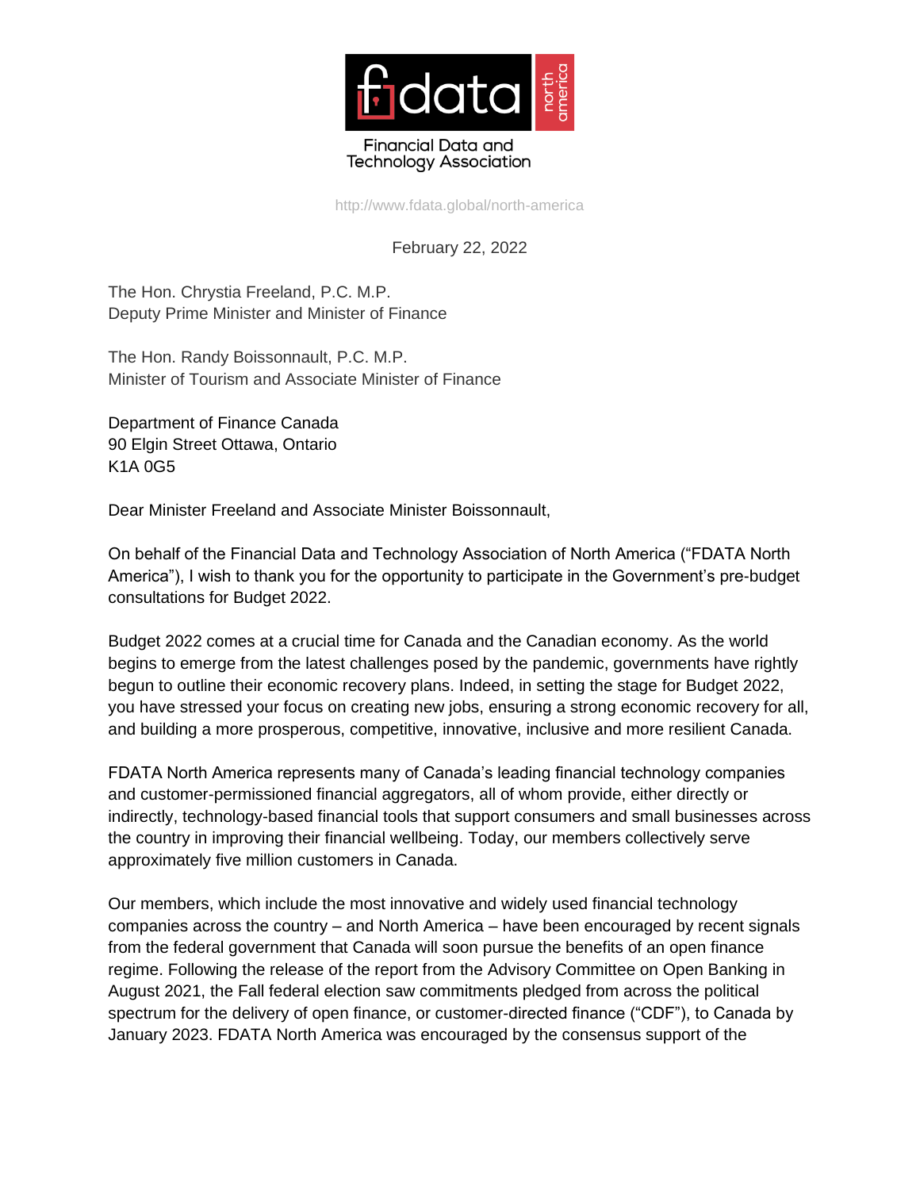Financial Data and Technology Association

http://www.fdata.global/north-america

February 22, 2022

The Hon. Chrystia Freeland, P.C. M.P.
Deputy Prime Minister and Minister of Finance

The Hon. Randy Boissonnault, P.C. M.P.
Minister of Tourism and Associate Minister of Finance

Department of Finance Canada
90 Elgin Street Ottawa, Ontario
K1A 0G5

Dear Minister Freeland and Associate Minister Boissonnault,

On behalf of the Financial Data and Technology Association of North America ("FDATA North America"), I wish to thank you for the opportunity to participate in the Government's pre-budget consultations for Budget 2022.

Budget 2022 comes at a crucial time for Canada and the Canadian economy. As the world begins to emerge from the latest challenges posed by the pandemic, governments have rightly begun to outline their economic recovery plans. Indeed, in setting the stage for Budget 2022, you have stressed your focus on creating new jobs, ensuring a strong economic recovery for all, and building a more prosperous, competitive, innovative, inclusive and more resilient Canada.

FDATA North America represents many of Canada's leading financial technology companies and customer-permissioned financial aggregators, all of whom provide, either directly or indirectly, technology-based financial tools that support consumers and small businesses across the country in improving their financial wellbeing. Today, our members collectively serve approximately five million customers in Canada.

Our members, which include the most innovative and widely used financial technology companies across the country – and North America – have been encouraged by recent signals from the federal government that Canada will soon pursue the benefits of an open finance regime. Following the release of the report from the Advisory Committee on Open Banking in August 2021, the Fall federal election saw commitments pledged from across the political spectrum for the delivery of open finance, or customer-directed finance ("CDF"), to Canada by January 2023. FDATA North America was encouraged by the consensus support of the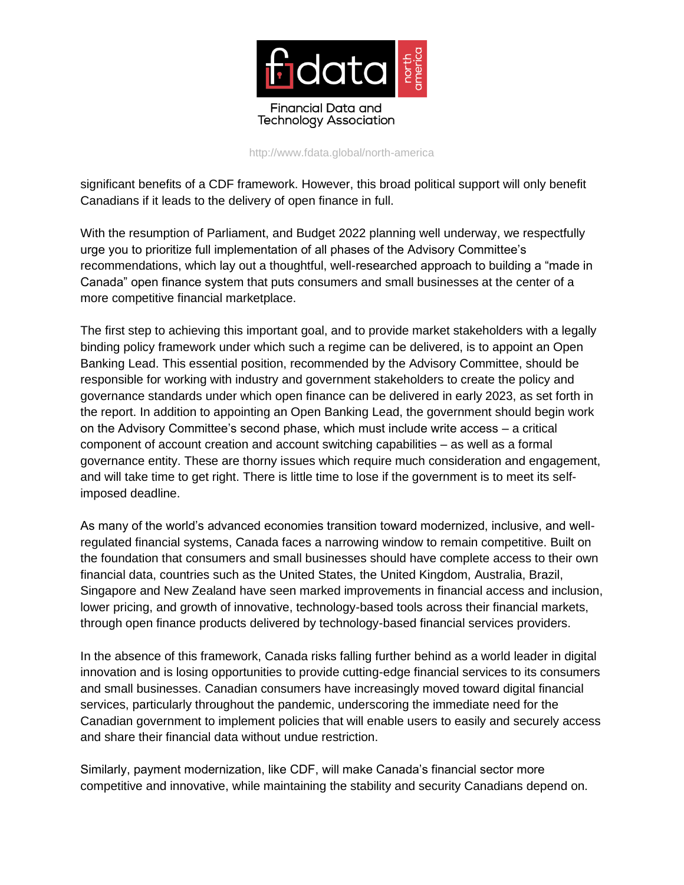significant benefits of a CDF framework. However, this broad political support will only benefit Canadians if it leads to the delivery of open finance in full.

With the resumption of Parliament, and Budget 2022 planning well underway, we respectfully urge you to prioritize full implementation of all phases of the Advisory Committee's recommendations, which lay out a thoughtful, well-researched approach to building a "made in Canada" open finance system that puts consumers and small businesses at the center of a more competitive financial marketplace.

The first step to achieving this important goal, and to provide market stakeholders with a legally binding policy framework under which such a regime can be delivered, is to appoint an Open Banking Lead. This essential position, recommended by the Advisory Committee, should be responsible for working with industry and government stakeholders to create the policy and governance standards under which open finance can be delivered in early 2023, as set forth in the report. In addition to appointing an Open Banking Lead, the government should begin work on the Advisory Committee's second phase, which must include write access – a critical component of account creation and account switching capabilities – as well as a formal governance entity. These are thorny issues which require much consideration and engagement, and will take time to get right. There is little time to lose if the government is to meet its self-imposed deadline.

As many of the world's advanced economies transition toward modernized, inclusive, and well-regulated financial systems, Canada faces a narrowing window to remain competitive. Built on the foundation that consumers and small businesses should have complete access to their own financial data, countries such as the United States, the United Kingdom, Australia, Brazil, Singapore and New Zealand have seen marked improvements in financial access and inclusion, lower pricing, and growth of innovative, technology-based tools across their financial markets, through open finance products delivered by technology-based financial services providers.

In the absence of this framework, Canada risks falling further behind as a world leader in digital innovation and is losing opportunities to provide cutting-edge financial services to its consumers and small businesses. Canadian consumers have increasingly moved toward digital financial services, particularly throughout the pandemic, underscoring the immediate need for the Canadian government to implement policies that will enable users to easily and securely access and share their financial data without undue restriction.

Similarly, payment modernization, like CDF, will make Canada's financial sector more competitive and innovative, while maintaining the stability and security Canadians depend on.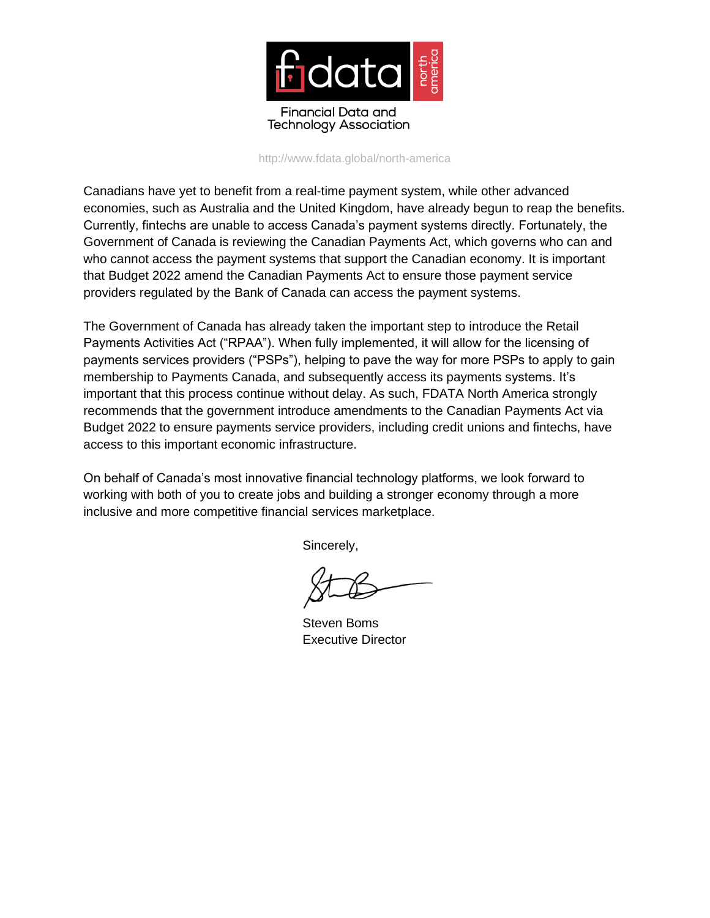Financial Data and Technology Association

http://www.fdata.global/north-america

Canadians have yet to benefit from a real-time payment system, while other advanced economies, such as Australia and the United Kingdom, have already begun to reap the benefits. Currently, fintechs are unable to access Canada's payment systems directly. Fortunately, the Government of Canada is reviewing the Canadian Payments Act, which governs who can and who cannot access the payment systems that support the Canadian economy. It is important that Budget 2022 amend the Canadian Payments Act to ensure those payment service providers regulated by the Bank of Canada can access the payment systems.

The Government of Canada has already taken the important step to introduce the Retail Payments Activities Act ("RPAA"). When fully implemented, it will allow for the licensing of payments services providers ("PSPs"), helping to pave the way for more PSPs to apply to gain membership to Payments Canada, and subsequently access its payments systems. It's important that this process continue without delay. As such, FDATA North America strongly recommends that the government introduce amendments to the Canadian Payments Act via Budget 2022 to ensure payments service providers, including credit unions and fintechs, have access to this important economic infrastructure.

On behalf of Canada's most innovative financial technology platforms, we look forward to working with both of you to create jobs and building a stronger economy through a more inclusive and more competitive financial services marketplace.

Sincerely,

Steven Boms
Executive Director